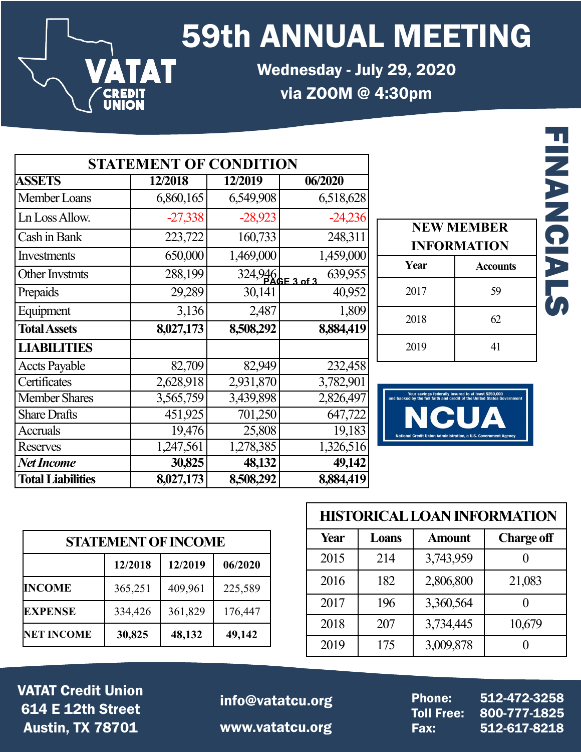# 59th ANNUAL MEETING

**Wednesday - July 29, 2020**

**via ZOOM @ 4:30pm**

VATAT CREDIT UNION

## FINANCIALS

| STATEMENT OF CONDITION | | | |
|---|---|---|---|
| **ASSETS** | **12/2018** | **12/2019** | **06/2020** |
| Member Loans | 6,860,165 | 6,549,908 | 6,518,628 |
| Ln Loss Allow. | -27,338 | -28,923 | -24,236 |
| Cash in Bank | 223,722 | 160,733 | 248,311 |
| Investments | 650,000 | 1,469,000 | 1,459,000 |
| Other Invstmts | 288,199 | 324,946 | 639,955 |
| Prepaids | 29,289 | 30,141 | 40,952 |
| Equipment | 3,136 | 2,487 | 1,809 |
| **Total Assets** | **8,027,173** | **8,508,292** | **8,884,419** |
| **LIABILITIES** | | | |
| Accts Payable | 82,709 | 82,949 | 232,458 |
| Certificates | 2,628,918 | 2,931,870 | 3,782,901 |
| Member Shares | 3,565,759 | 3,439,898 | 2,826,497 |
| Share Drafts | 451,925 | 701,250 | 647,722 |
| Accruals | 19,476 | 25,808 | 19,183 |
| Reserves | 1,247,561 | 1,278,385 | 1,326,516 |
| ***Net Income*** | **30,825** | **48,132** | **49,142** |
| **Total Liabilities** | **8,027,173** | **8,508,292** | **8,884,419** |

| NEW MEMBER INFORMATION | |
|---|---|
| **Year** | **Accounts** |
| 2017 | 59 |
| 2018 | 62 |
| 2019 | 41 |

Your savings federally insured to at least $250,000 and backed by the full faith and credit of the United States Government

**NCUA**

National Credit Union Administration, a U.S. Government Agency

| STATEMENT OF INCOME | | | |
|---|---|---|---|
| | **12/2018** | **12/2019** | **06/2020** |
| **INCOME** | 365,251 | 409,961 | 225,589 |
| **EXPENSE** | 334,426 | 361,829 | 176,447 |
| **NET INCOME** | **30,825** | **48,132** | **49,142** |

| HISTORICAL LOAN INFORMATION | | | |
|---|---|---|---|
| **Year** | **Loans** | **Amount** | **Charge off** |
| 2015 | 214 | 3,743,959 | 0 |
| 2016 | 182 | 2,806,800 | 21,083 |
| 2017 | 196 | 3,360,564 | 0 |
| 2018 | 207 | 3,734,445 | 10,679 |
| 2019 | 175 | 3,009,878 | 0 |

**VATAT Credit Union**
**614 E 12th Street**
**Austin, TX 78701**

**info@vatatcu.org**

**www.vatatcu.org**

**Phone:** 512-472-3258
**Toll Free:** 800-777-1825
**Fax:** 512-617-8218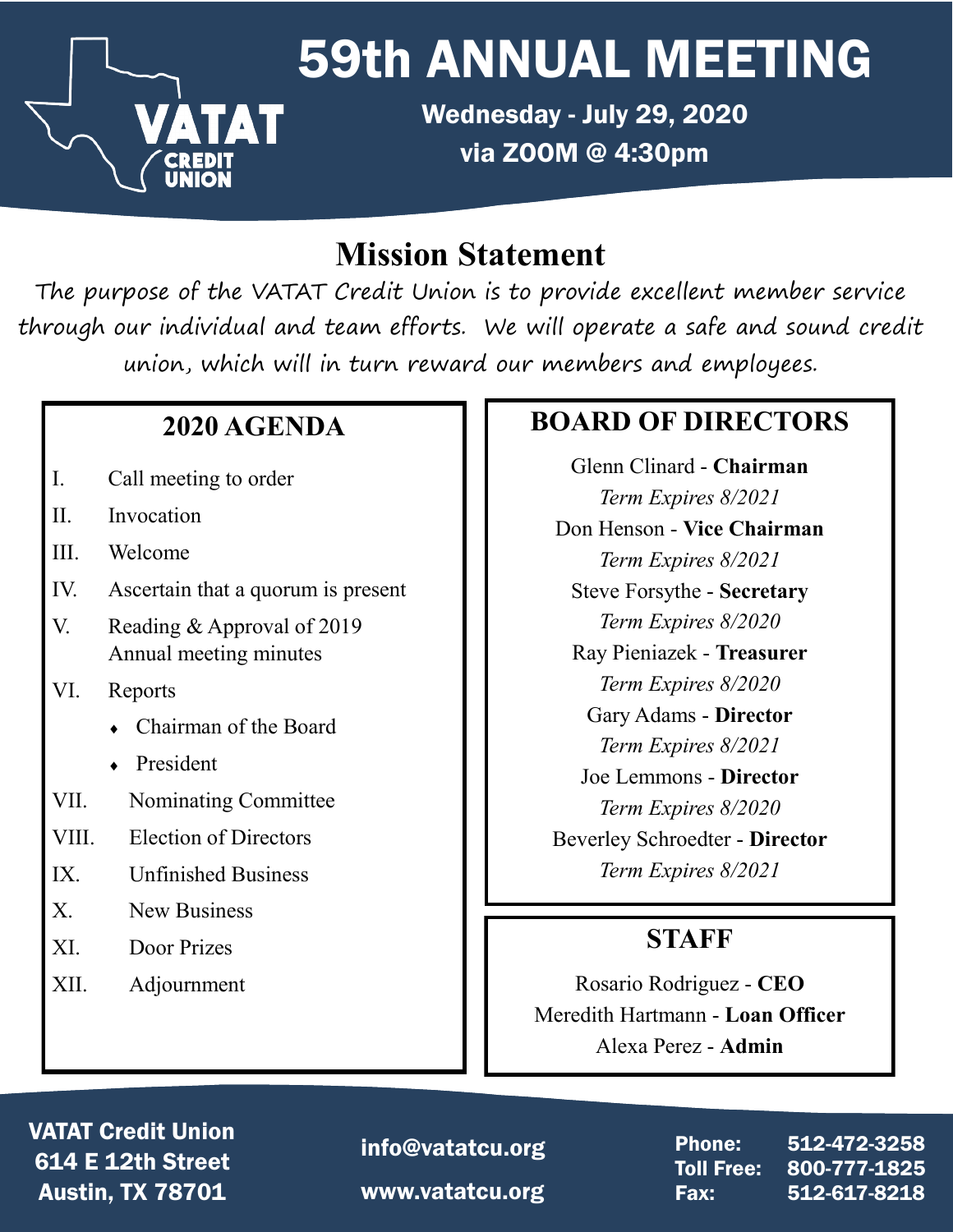VATAT CREDIT UNION

# 59th ANNUAL MEETING

**Wednesday - July 29, 2020**
**via ZOOM @ 4:30pm**

## Mission Statement

The purpose of the VATAT Credit Union is to provide excellent member service through our individual and team efforts. We will operate a safe and sound credit union, which will in turn reward our members and employees.

## 2020 AGENDA

I. Call meeting to order

II. Invocation

III. Welcome

IV. Ascertain that a quorum is present

V. Reading & Approval of 2019 Annual meeting minutes

VI. Reports
- Chairman of the Board
- President

VII. Nominating Committee

VIII. Election of Directors

IX. Unfinished Business

X. New Business

XI. Door Prizes

XII. Adjournment

## BOARD OF DIRECTORS

Glenn Clinard - **Chairman**
*Term Expires 8/2021*

Don Henson - **Vice Chairman**
*Term Expires 8/2021*

Steve Forsythe - **Secretary**
*Term Expires 8/2020*

Ray Pieniazek - **Treasurer**
*Term Expires 8/2020*

Gary Adams - **Director**
*Term Expires 8/2021*

Joe Lemmons - **Director**
*Term Expires 8/2020*

Beverley Schroedter - **Director**
*Term Expires 8/2021*

## STAFF

Rosario Rodriguez - **CEO**
Meredith Hartmann - **Loan Officer**
Alexa Perez - **Admin**

**VATAT Credit Union**
**614 E 12th Street**
**Austin, TX 78701**

**info@vatatcu.org**
**www.vatatcu.org**

**Phone:** 512-472-3258
**Toll Free:** 800-777-1825
**Fax:** 512-617-8218